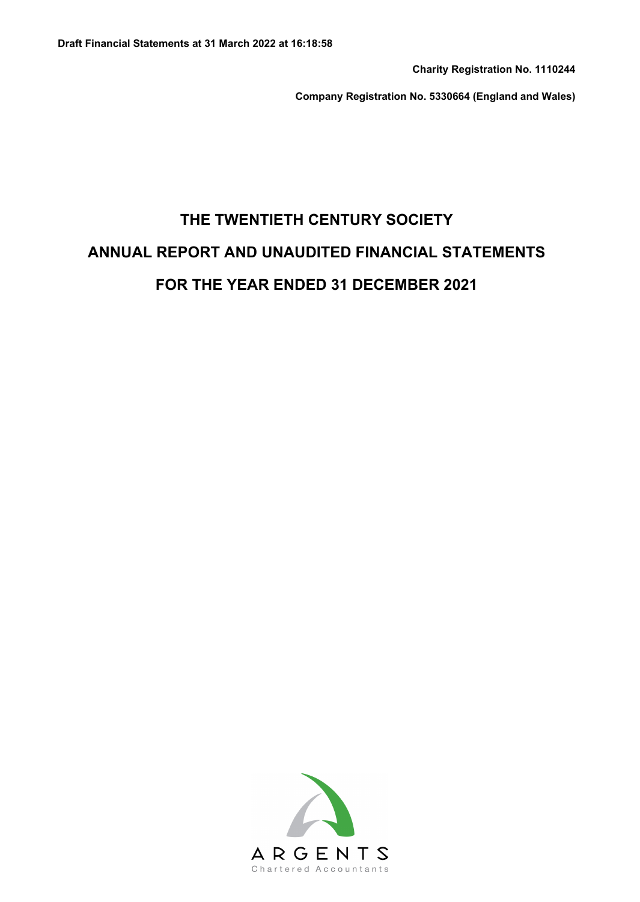**Draft Financial Statements at 31 March 2022 at 16:18:58**

**Charity Registration No. 1110244**

**Company Registration No. 5330664 (England and Wales)**

# THE TWENTIETH CENTURY SOCIETY

# ANNUAL REPORT AND UNAUDITED FINANCIAL STATEMENTS

# FOR THE YEAR ENDED 31 DECEMBER 2021

ARGENTS

Chartered Accountants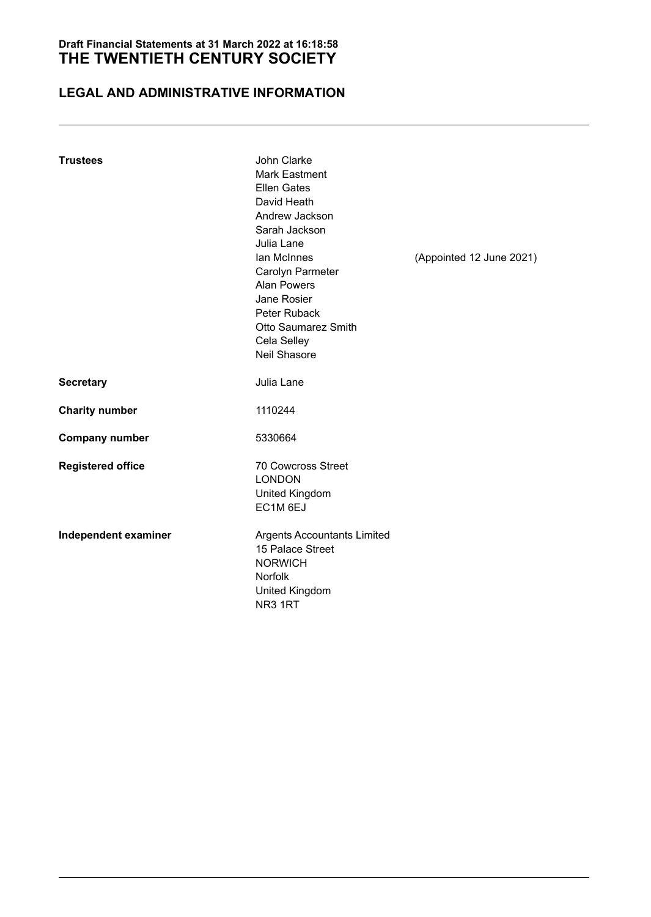Draft Financial Statements at 31 March 2022 at 16:18:58

# THE TWENTIETH CENTURY SOCIETY

## LEGAL AND ADMINISTRATIVE INFORMATION

| | | |
|---|---|---|
| **Trustees** | John Clarke | |
| | Mark Eastment | |
| | Ellen Gates | |
| | David Heath | |
| | Andrew Jackson | |
| | Sarah Jackson | |
| | Julia Lane | |
| | Ian McInnes | (Appointed 12 June 2021) |
| | Carolyn Parmeter | |
| | Alan Powers | |
| | Jane Rosier | |
| | Peter Ruback | |
| | Otto Saumarez Smith | |
| | Cela Selley | |
| | Neil Shasore | |
| **Secretary** | Julia Lane | |
| **Charity number** | 1110244 | |
| **Company number** | 5330664 | |
| **Registered office** | 70 Cowcross Street<br>LONDON<br>United Kingdom<br>EC1M 6EJ | |
| **Independent examiner** | Argents Accountants Limited<br>15 Palace Street<br>NORWICH<br>Norfolk<br>United Kingdom<br>NR3 1RT | |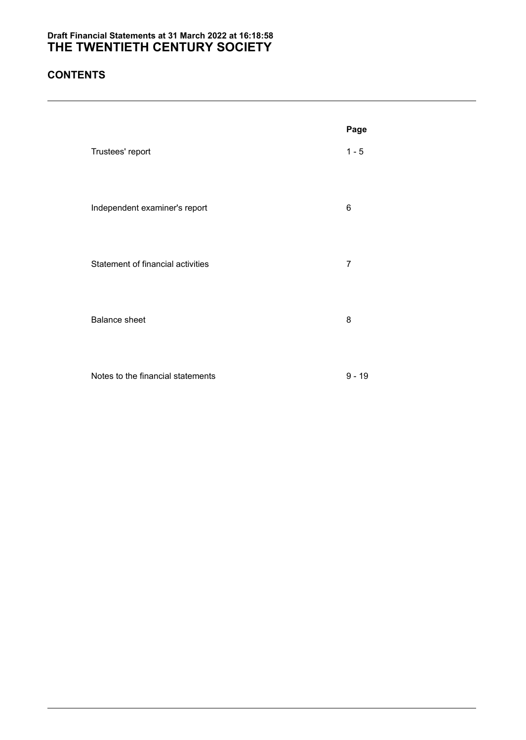**Draft Financial Statements at 31 March 2022 at 16:18:58**

# THE TWENTIETH CENTURY SOCIETY

## CONTENTS

| | Page |
|---|---|
| Trustees' report | 1 - 5 |
| Independent examiner's report | 6 |
| Statement of financial activities | 7 |
| Balance sheet | 8 |
| Notes to the financial statements | 9 - 19 |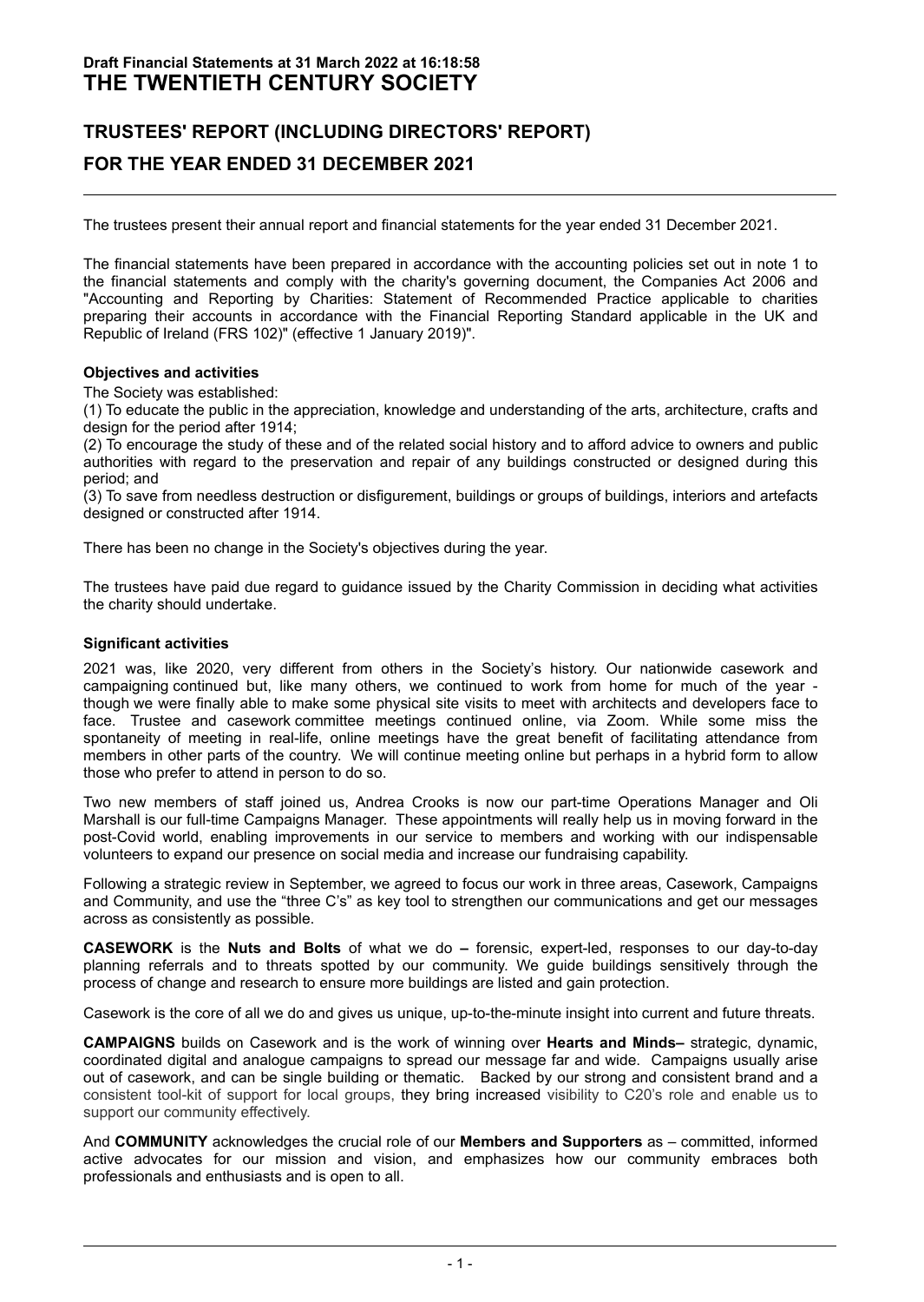# THE TWENTIETH CENTURY SOCIETY

## TRUSTEES' REPORT (INCLUDING DIRECTORS' REPORT)

## FOR THE YEAR ENDED 31 DECEMBER 2021

The trustees present their annual report and financial statements for the year ended 31 December 2021.

The financial statements have been prepared in accordance with the accounting policies set out in note 1 to the financial statements and comply with the charity's governing document, the Companies Act 2006 and "Accounting and Reporting by Charities: Statement of Recommended Practice applicable to charities preparing their accounts in accordance with the Financial Reporting Standard applicable in the UK and Republic of Ireland (FRS 102)" (effective 1 January 2019)".

### Objectives and activities

The Society was established:

(1) To educate the public in the appreciation, knowledge and understanding of the arts, architecture, crafts and design for the period after 1914;

(2) To encourage the study of these and of the related social history and to afford advice to owners and public authorities with regard to the preservation and repair of any buildings constructed or designed during this period; and

(3) To save from needless destruction or disfigurement, buildings or groups of buildings, interiors and artefacts designed or constructed after 1914.

There has been no change in the Society's objectives during the year.

The trustees have paid due regard to guidance issued by the Charity Commission in deciding what activities the charity should undertake.

### Significant activities

2021 was, like 2020, very different from others in the Society's history. Our nationwide casework and campaigning continued but, like many others, we continued to work from home for much of the year - though we were finally able to make some physical site visits to meet with architects and developers face to face. Trustee and casework committee meetings continued online, via Zoom. While some miss the spontaneity of meeting in real-life, online meetings have the great benefit of facilitating attendance from members in other parts of the country. We will continue meeting online but perhaps in a hybrid form to allow those who prefer to attend in person to do so.

Two new members of staff joined us, Andrea Crooks is now our part-time Operations Manager and Oli Marshall is our full-time Campaigns Manager. These appointments will really help us in moving forward in the post-Covid world, enabling improvements in our service to members and working with our indispensable volunteers to expand our presence on social media and increase our fundraising capability.

Following a strategic review in September, we agreed to focus our work in three areas, Casework, Campaigns and Community, and use the "three C's" as key tool to strengthen our communications and get our messages across as consistently as possible.

**CASEWORK** is the **Nuts and Bolts** of what we do **–** forensic, expert-led, responses to our day-to-day planning referrals and to threats spotted by our community. We guide buildings sensitively through the process of change and research to ensure more buildings are listed and gain protection.

Casework is the core of all we do and gives us unique, up-to-the-minute insight into current and future threats.

**CAMPAIGNS** builds on Casework and is the work of winning over **Hearts and Minds–** strategic, dynamic, coordinated digital and analogue campaigns to spread our message far and wide. Campaigns usually arise out of casework, and can be single building or thematic. Backed by our strong and consistent brand and a consistent tool-kit of support for local groups, they bring increased visibility to C20's role and enable us to support our community effectively.

And **COMMUNITY** acknowledges the crucial role of our **Members and Supporters** as – committed, informed active advocates for our mission and vision, and emphasizes how our community embraces both professionals and enthusiasts and is open to all.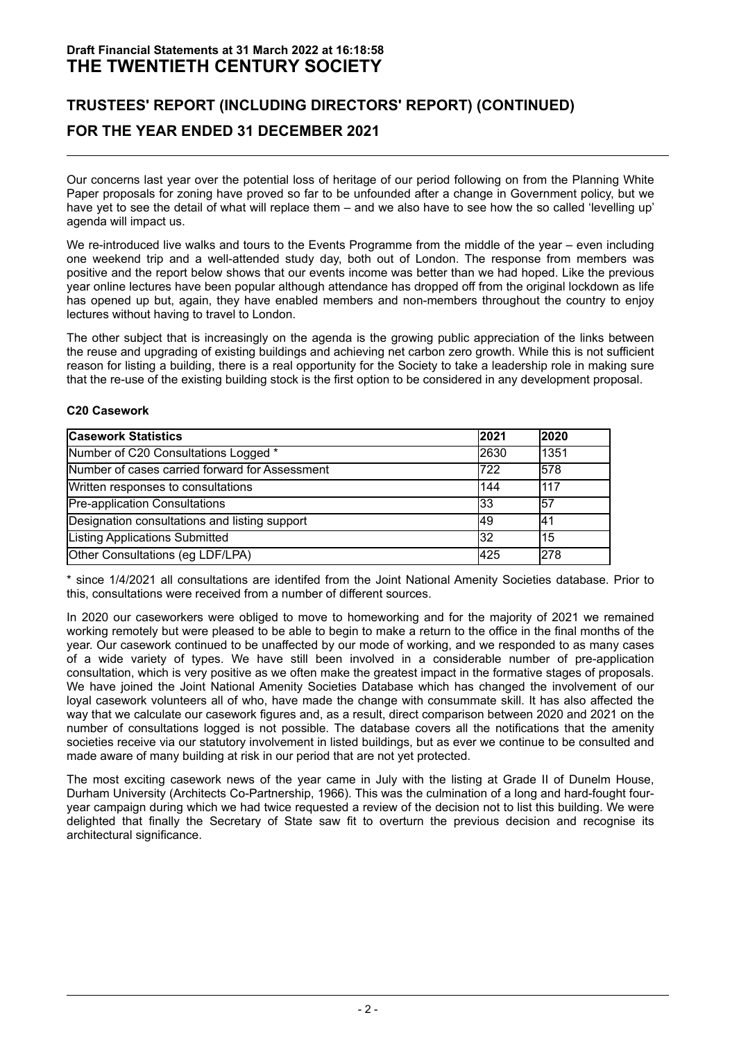## TRUSTEES' REPORT (INCLUDING DIRECTORS' REPORT) (CONTINUED)

## FOR THE YEAR ENDED 31 DECEMBER 2021

Our concerns last year over the potential loss of heritage of our period following on from the Planning White Paper proposals for zoning have proved so far to be unfounded after a change in Government policy, but we have yet to see the detail of what will replace them – and we also have to see how the so called 'levelling up' agenda will impact us.

We re-introduced live walks and tours to the Events Programme from the middle of the year – even including one weekend trip and a well-attended study day, both out of London. The response from members was positive and the report below shows that our events income was better than we had hoped. Like the previous year online lectures have been popular although attendance has dropped off from the original lockdown as life has opened up but, again, they have enabled members and non-members throughout the country to enjoy lectures without having to travel to London.

The other subject that is increasingly on the agenda is the growing public appreciation of the links between the reuse and upgrading of existing buildings and achieving net carbon zero growth. While this is not sufficient reason for listing a building, there is a real opportunity for the Society to take a leadership role in making sure that the re-use of the existing building stock is the first option to be considered in any development proposal.

### C20 Casework

| Casework Statistics | 2021 | 2020 |
|---|---|---|
| Number of C20 Consultations Logged * | 2630 | 1351 |
| Number of cases carried forward for Assessment | 722 | 578 |
| Written responses to consultations | 144 | 117 |
| Pre-application Consultations | 33 | 57 |
| Designation consultations and listing support | 49 | 41 |
| Listing Applications Submitted | 32 | 15 |
| Other Consultations (eg LDF/LPA) | 425 | 278 |

* since 1/4/2021 all consultations are identifed from the Joint National Amenity Societies database. Prior to this, consultations were received from a number of different sources.

In 2020 our caseworkers were obliged to move to homeworking and for the majority of 2021 we remained working remotely but were pleased to be able to begin to make a return to the office in the final months of the year. Our casework continued to be unaffected by our mode of working, and we responded to as many cases of a wide variety of types. We have still been involved in a considerable number of pre-application consultation, which is very positive as we often make the greatest impact in the formative stages of proposals. We have joined the Joint National Amenity Societies Database which has changed the involvement of our loyal casework volunteers all of who, have made the change with consummate skill. It has also affected the way that we calculate our casework figures and, as a result, direct comparison between 2020 and 2021 on the number of consultations logged is not possible. The database covers all the notifications that the amenity societies receive via our statutory involvement in listed buildings, but as ever we continue to be consulted and made aware of many building at risk in our period that are not yet protected.

The most exciting casework news of the year came in July with the listing at Grade II of Dunelm House, Durham University (Architects Co-Partnership, 1966). This was the culmination of a long and hard-fought four-year campaign during which we had twice requested a review of the decision not to list this building. We were delighted that finally the Secretary of State saw fit to overturn the previous decision and recognise its architectural significance.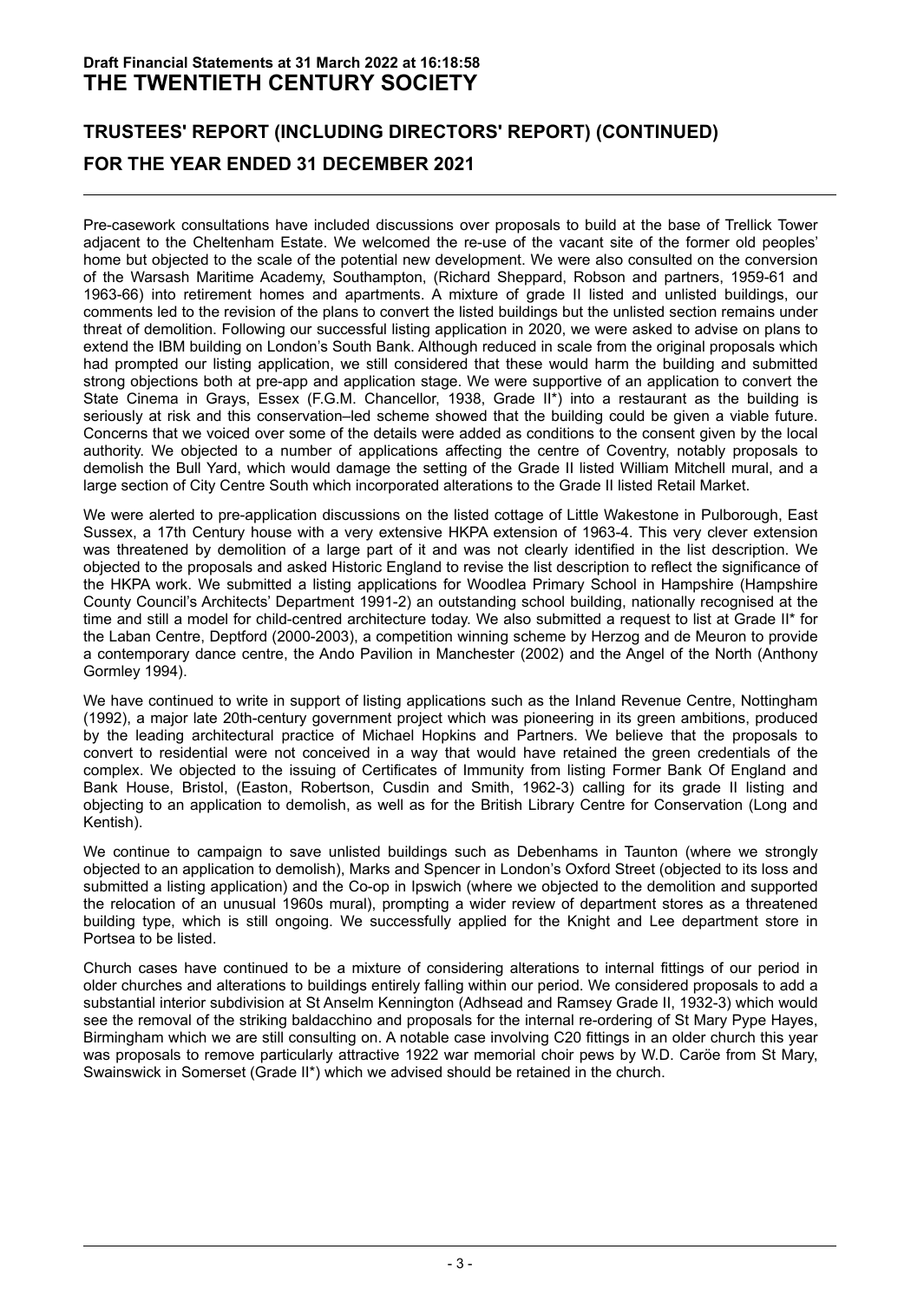## TRUSTEES' REPORT (INCLUDING DIRECTORS' REPORT) (CONTINUED)

## FOR THE YEAR ENDED 31 DECEMBER 2021

Pre-casework consultations have included discussions over proposals to build at the base of Trellick Tower adjacent to the Cheltenham Estate. We welcomed the re-use of the vacant site of the former old peoples' home but objected to the scale of the potential new development. We were also consulted on the conversion of the Warsash Maritime Academy, Southampton, (Richard Sheppard, Robson and partners, 1959-61 and 1963-66) into retirement homes and apartments. A mixture of grade II listed and unlisted buildings, our comments led to the revision of the plans to convert the listed buildings but the unlisted section remains under threat of demolition. Following our successful listing application in 2020, we were asked to advise on plans to extend the IBM building on London's South Bank. Although reduced in scale from the original proposals which had prompted our listing application, we still considered that these would harm the building and submitted strong objections both at pre-app and application stage. We were supportive of an application to convert the State Cinema in Grays, Essex (F.G.M. Chancellor, 1938, Grade II*) into a restaurant as the building is seriously at risk and this conservation–led scheme showed that the building could be given a viable future. Concerns that we voiced over some of the details were added as conditions to the consent given by the local authority. We objected to a number of applications affecting the centre of Coventry, notably proposals to demolish the Bull Yard, which would damage the setting of the Grade II listed William Mitchell mural, and a large section of City Centre South which incorporated alterations to the Grade II listed Retail Market.

We were alerted to pre-application discussions on the listed cottage of Little Wakestone in Pulborough, East Sussex, a 17th Century house with a very extensive HKPA extension of 1963-4. This very clever extension was threatened by demolition of a large part of it and was not clearly identified in the list description. We objected to the proposals and asked Historic England to revise the list description to reflect the significance of the HKPA work. We submitted a listing applications for Woodlea Primary School in Hampshire (Hampshire County Council's Architects' Department 1991-2) an outstanding school building, nationally recognised at the time and still a model for child-centred architecture today. We also submitted a request to list at Grade II* for the Laban Centre, Deptford (2000-2003), a competition winning scheme by Herzog and de Meuron to provide a contemporary dance centre, the Ando Pavilion in Manchester (2002) and the Angel of the North (Anthony Gormley 1994).

We have continued to write in support of listing applications such as the Inland Revenue Centre, Nottingham (1992), a major late 20th-century government project which was pioneering in its green ambitions, produced by the leading architectural practice of Michael Hopkins and Partners. We believe that the proposals to convert to residential were not conceived in a way that would have retained the green credentials of the complex. We objected to the issuing of Certificates of Immunity from listing Former Bank Of England and Bank House, Bristol, (Easton, Robertson, Cusdin and Smith, 1962-3) calling for its grade II listing and objecting to an application to demolish, as well as for the British Library Centre for Conservation (Long and Kentish).

We continue to campaign to save unlisted buildings such as Debenhams in Taunton (where we strongly objected to an application to demolish), Marks and Spencer in London's Oxford Street (objected to its loss and submitted a listing application) and the Co-op in Ipswich (where we objected to the demolition and supported the relocation of an unusual 1960s mural), prompting a wider review of department stores as a threatened building type, which is still ongoing. We successfully applied for the Knight and Lee department store in Portsea to be listed.

Church cases have continued to be a mixture of considering alterations to internal fittings of our period in older churches and alterations to buildings entirely falling within our period. We considered proposals to add a substantial interior subdivision at St Anselm Kennington (Adhsead and Ramsey Grade II, 1932-3) which would see the removal of the striking baldacchino and proposals for the internal re-ordering of St Mary Pype Hayes, Birmingham which we are still consulting on. A notable case involving C20 fittings in an older church this year was proposals to remove particularly attractive 1922 war memorial choir pews by W.D. Caröe from St Mary, Swainswick in Somerset (Grade II*) which we advised should be retained in the church.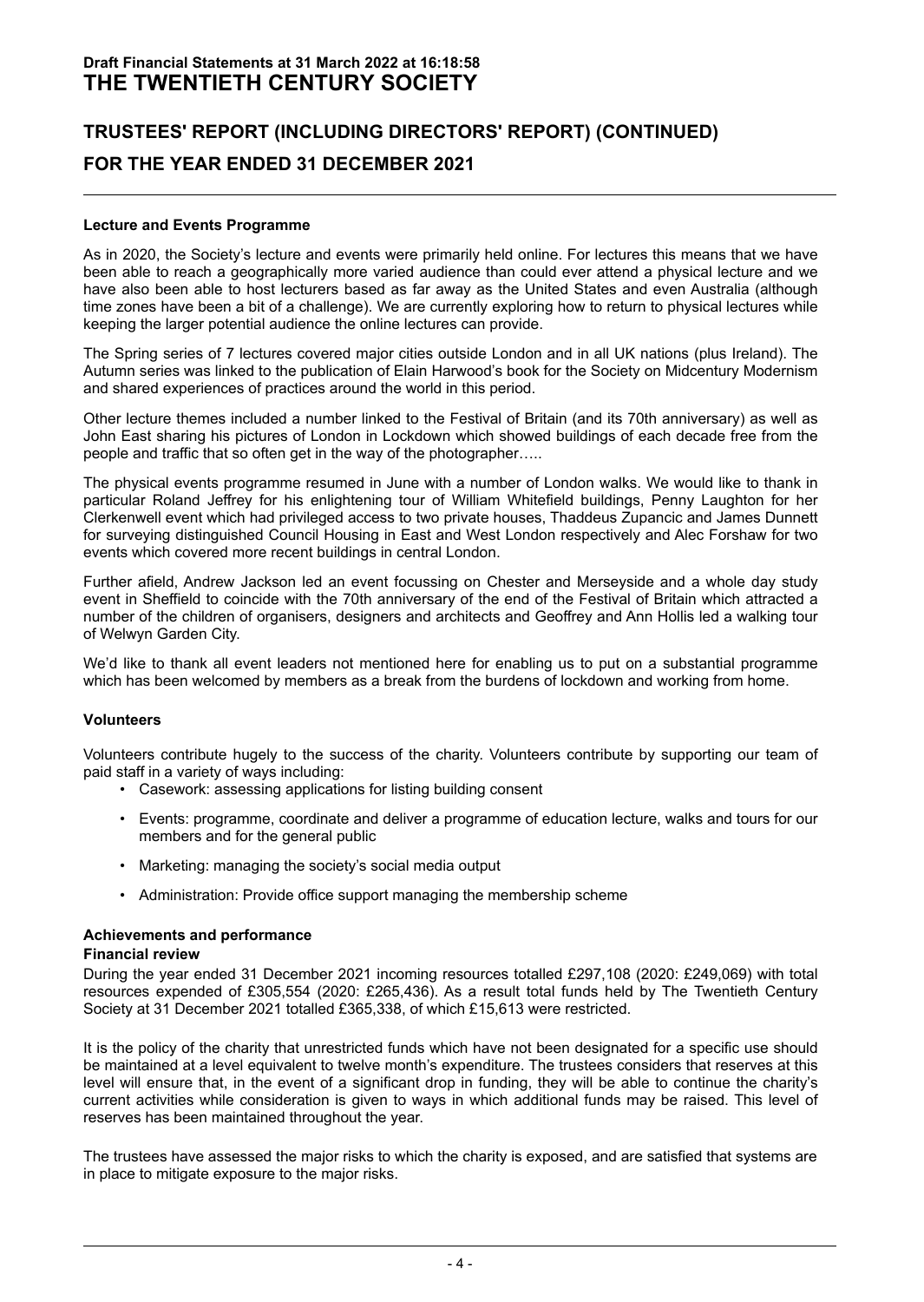## TRUSTEES' REPORT (INCLUDING DIRECTORS' REPORT) (CONTINUED)

## FOR THE YEAR ENDED 31 DECEMBER 2021

**Lecture and Events Programme**

As in 2020, the Society's lecture and events were primarily held online. For lectures this means that we have been able to reach a geographically more varied audience than could ever attend a physical lecture and we have also been able to host lecturers based as far away as the United States and even Australia (although time zones have been a bit of a challenge). We are currently exploring how to return to physical lectures while keeping the larger potential audience the online lectures can provide.

The Spring series of 7 lectures covered major cities outside London and in all UK nations (plus Ireland). The Autumn series was linked to the publication of Elain Harwood's book for the Society on Midcentury Modernism and shared experiences of practices around the world in this period.

Other lecture themes included a number linked to the Festival of Britain (and its 70th anniversary) as well as John East sharing his pictures of London in Lockdown which showed buildings of each decade free from the people and traffic that so often get in the way of the photographer…..

The physical events programme resumed in June with a number of London walks. We would like to thank in particular Roland Jeffrey for his enlightening tour of William Whitefield buildings, Penny Laughton for her Clerkenwell event which had privileged access to two private houses, Thaddeus Zupancic and James Dunnett for surveying distinguished Council Housing in East and West London respectively and Alec Forshaw for two events which covered more recent buildings in central London.

Further afield, Andrew Jackson led an event focussing on Chester and Merseyside and a whole day study event in Sheffield to coincide with the 70th anniversary of the end of the Festival of Britain which attracted a number of the children of organisers, designers and architects and Geoffrey and Ann Hollis led a walking tour of Welwyn Garden City.

We'd like to thank all event leaders not mentioned here for enabling us to put on a substantial programme which has been welcomed by members as a break from the burdens of lockdown and working from home.

**Volunteers**

Volunteers contribute hugely to the success of the charity. Volunteers contribute by supporting our team of paid staff in a variety of ways including:

- Casework: assessing applications for listing building consent
- Events: programme, coordinate and deliver a programme of education lecture, walks and tours for our members and for the general public
- Marketing: managing the society's social media output
- Administration: Provide office support managing the membership scheme

**Achievements and performance**

**Financial review**

During the year ended 31 December 2021 incoming resources totalled £297,108 (2020: £249,069) with total resources expended of £305,554 (2020: £265,436). As a result total funds held by The Twentieth Century Society at 31 December 2021 totalled £365,338, of which £15,613 were restricted.

It is the policy of the charity that unrestricted funds which have not been designated for a specific use should be maintained at a level equivalent to twelve month's expenditure. The trustees considers that reserves at this level will ensure that, in the event of a significant drop in funding, they will be able to continue the charity's current activities while consideration is given to ways in which additional funds may be raised. This level of reserves has been maintained throughout the year.

The trustees have assessed the major risks to which the charity is exposed, and are satisfied that systems are in place to mitigate exposure to the major risks.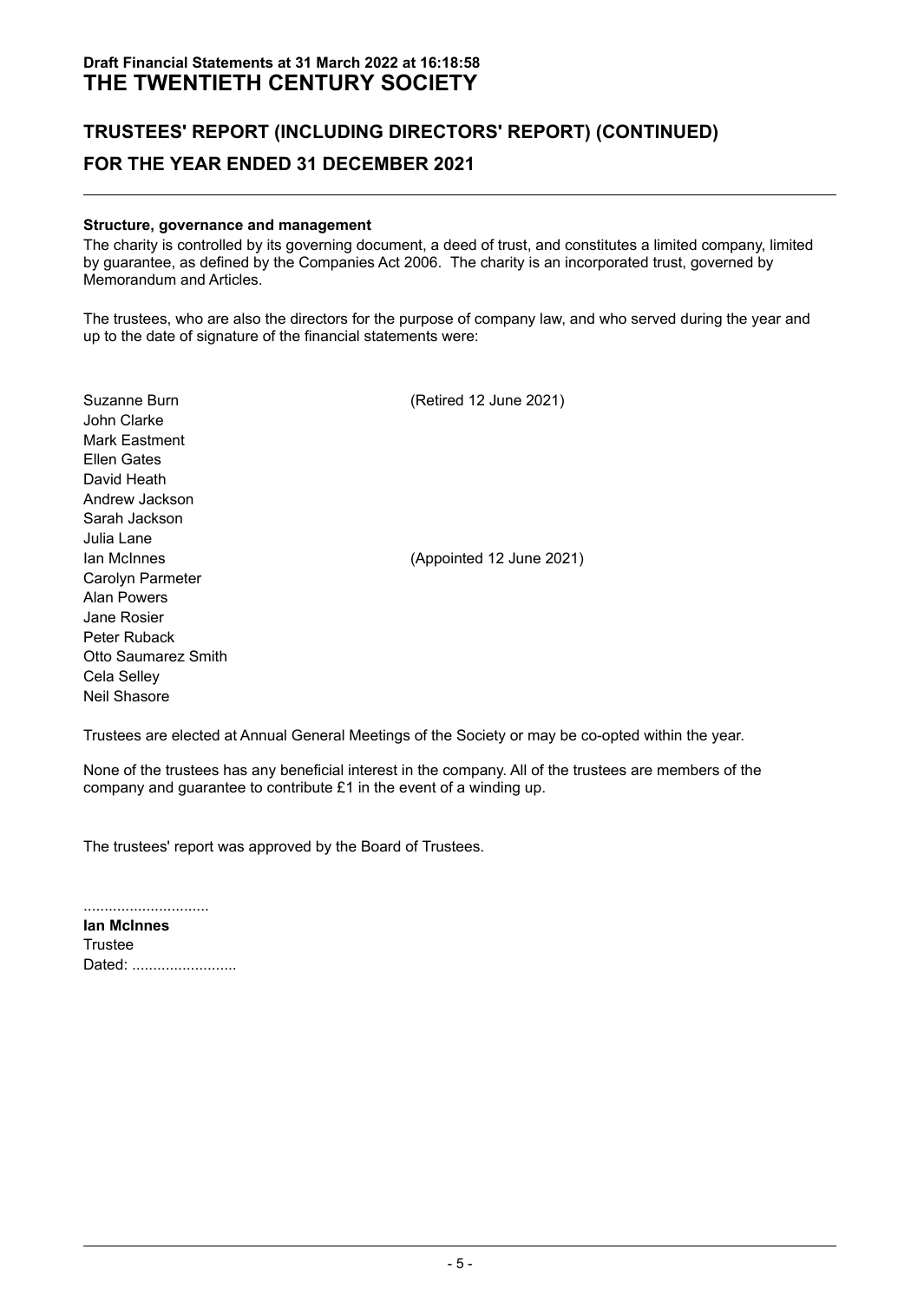## TRUSTEES' REPORT (INCLUDING DIRECTORS' REPORT) (CONTINUED)

## FOR THE YEAR ENDED 31 DECEMBER 2021

**Structure, governance and management**

The charity is controlled by its governing document, a deed of trust, and constitutes a limited company, limited by guarantee, as defined by the Companies Act 2006. The charity is an incorporated trust, governed by Memorandum and Articles.

The trustees, who are also the directors for the purpose of company law, and who served during the year and up to the date of signature of the financial statements were:

| | |
|---|---|
| Suzanne Burn | (Retired 12 June 2021) |
| John Clarke | |
| Mark Eastment | |
| Ellen Gates | |
| David Heath | |
| Andrew Jackson | |
| Sarah Jackson | |
| Julia Lane | |
| Ian McInnes | (Appointed 12 June 2021) |
| Carolyn Parmeter | |
| Alan Powers | |
| Jane Rosier | |
| Peter Ruback | |
| Otto Saumarez Smith | |
| Cela Selley | |
| Neil Shasore | |

Trustees are elected at Annual General Meetings of the Society or may be co-opted within the year.

None of the trustees has any beneficial interest in the company. All of the trustees are members of the company and guarantee to contribute £1 in the event of a winding up.

The trustees' report was approved by the Board of Trustees.

..............................

**Ian McInnes**

Trustee

Dated: .........................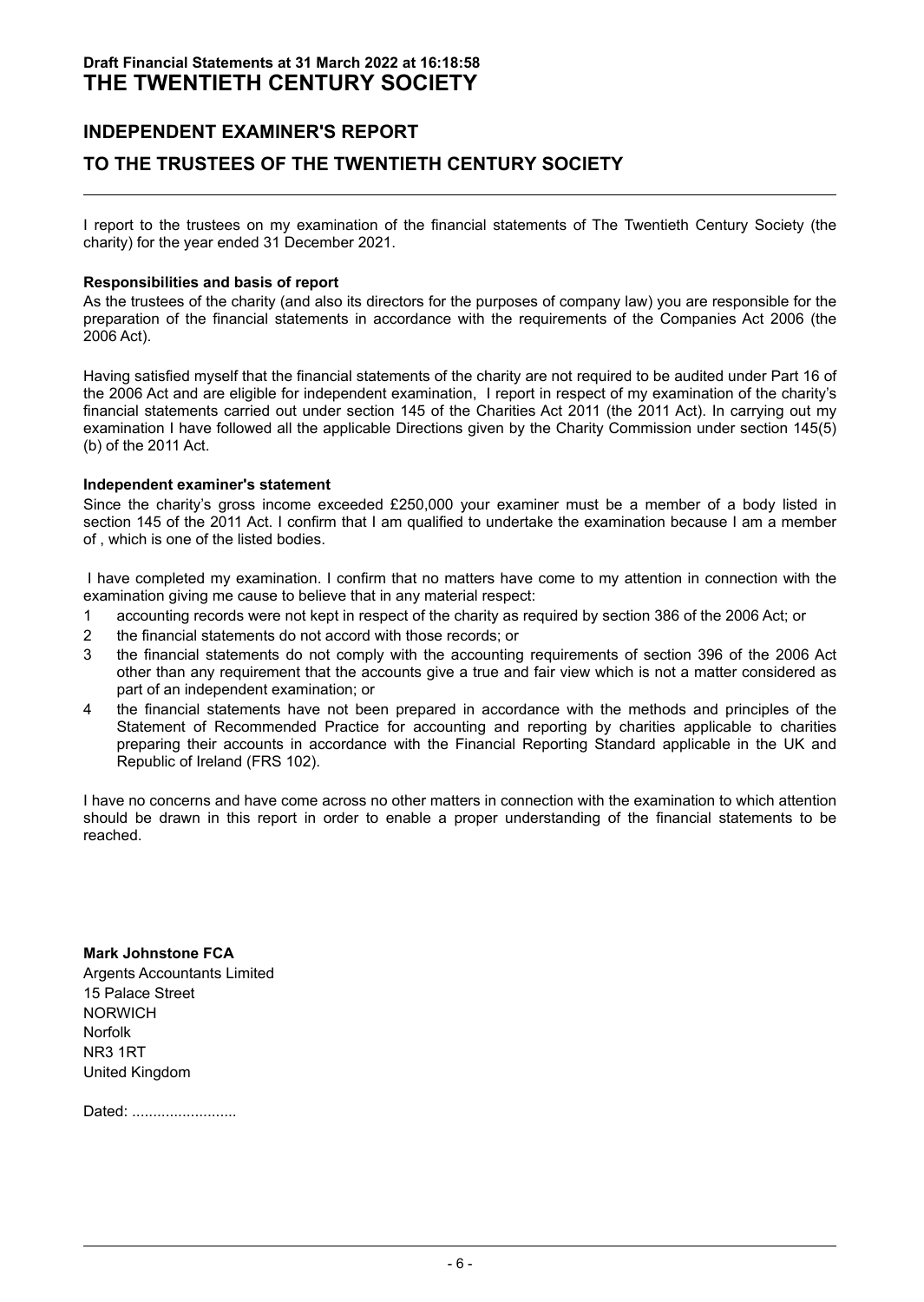# INDEPENDENT EXAMINER'S REPORT

# TO THE TRUSTEES OF THE TWENTIETH CENTURY SOCIETY

I report to the trustees on my examination of the financial statements of The Twentieth Century Society (the charity) for the year ended 31 December 2021.

**Responsibilities and basis of report**

As the trustees of the charity (and also its directors for the purposes of company law) you are responsible for the preparation of the financial statements in accordance with the requirements of the Companies Act 2006 (the 2006 Act).

Having satisfied myself that the financial statements of the charity are not required to be audited under Part 16 of the 2006 Act and are eligible for independent examination, I report in respect of my examination of the charity's financial statements carried out under section 145 of the Charities Act 2011 (the 2011 Act). In carrying out my examination I have followed all the applicable Directions given by the Charity Commission under section 145(5) (b) of the 2011 Act.

**Independent examiner's statement**

Since the charity's gross income exceeded £250,000 your examiner must be a member of a body listed in section 145 of the 2011 Act. I confirm that I am qualified to undertake the examination because I am a member of , which is one of the listed bodies.

I have completed my examination. I confirm that no matters have come to my attention in connection with the examination giving me cause to believe that in any material respect:

1. accounting records were not kept in respect of the charity as required by section 386 of the 2006 Act; or
2. the financial statements do not accord with those records; or
3. the financial statements do not comply with the accounting requirements of section 396 of the 2006 Act other than any requirement that the accounts give a true and fair view which is not a matter considered as part of an independent examination; or
4. the financial statements have not been prepared in accordance with the methods and principles of the Statement of Recommended Practice for accounting and reporting by charities applicable to charities preparing their accounts in accordance with the Financial Reporting Standard applicable in the UK and Republic of Ireland (FRS 102).

I have no concerns and have come across no other matters in connection with the examination to which attention should be drawn in this report in order to enable a proper understanding of the financial statements to be reached.

**Mark Johnstone FCA**
Argents Accountants Limited
15 Palace Street
NORWICH
Norfolk
NR3 1RT
United Kingdom

Dated: .........................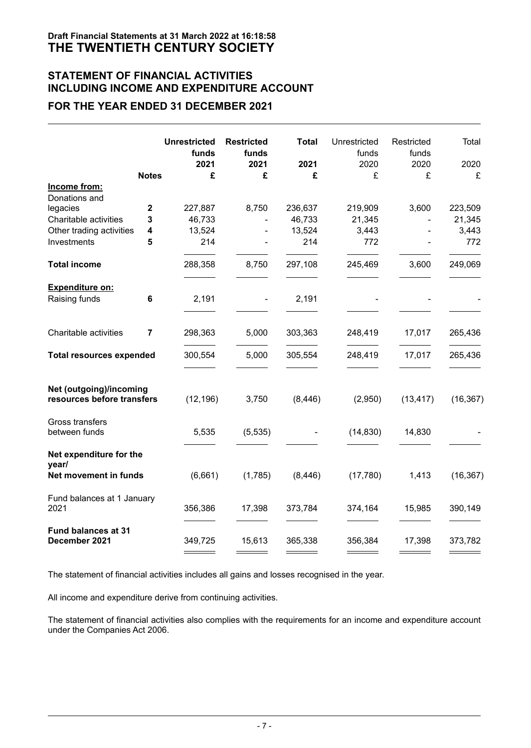Draft Financial Statements at 31 March 2022 at 16:18:58

# THE TWENTIETH CENTURY SOCIETY

## STATEMENT OF FINANCIAL ACTIVITIES INCLUDING INCOME AND EXPENDITURE ACCOUNT

## FOR THE YEAR ENDED 31 DECEMBER 2021

| | Notes | Unrestricted funds 2021 £ | Restricted funds 2021 £ | Total 2021 £ | Unrestricted funds 2020 £ | Restricted funds 2020 £ | Total 2020 £ |
|---|---|---|---|---|---|---|---|
| **Income from:** | | | | | | | |
| Donations and legacies | 2 | 227,887 | 8,750 | 236,637 | 219,909 | 3,600 | 223,509 |
| Charitable activities | 3 | 46,733 | - | 46,733 | 21,345 | - | 21,345 |
| Other trading activities | 4 | 13,524 | - | 13,524 | 3,443 | - | 3,443 |
| Investments | 5 | 214 | - | 214 | 772 | - | 772 |
| **Total income** | | 288,358 | 8,750 | 297,108 | 245,469 | 3,600 | 249,069 |
| **Expenditure on:** | | | | | | | |
| Raising funds | 6 | 2,191 | - | 2,191 | - | - | - |
| Charitable activities | 7 | 298,363 | 5,000 | 303,363 | 248,419 | 17,017 | 265,436 |
| **Total resources expended** | | 300,554 | 5,000 | 305,554 | 248,419 | 17,017 | 265,436 |
| **Net (outgoing)/incoming resources before transfers** | | (12,196) | 3,750 | (8,446) | (2,950) | (13,417) | (16,367) |
| Gross transfers between funds | | 5,535 | (5,535) | - | (14,830) | 14,830 | - |
| **Net expenditure for the year/ Net movement in funds** | | (6,661) | (1,785) | (8,446) | (17,780) | 1,413 | (16,367) |
| Fund balances at 1 January 2021 | | 356,386 | 17,398 | 373,784 | 374,164 | 15,985 | 390,149 |
| **Fund balances at 31 December 2021** | | 349,725 | 15,613 | 365,338 | 356,384 | 17,398 | 373,782 |

The statement of financial activities includes all gains and losses recognised in the year.

All income and expenditure derive from continuing activities.

The statement of financial activities also complies with the requirements for an income and expenditure account under the Companies Act 2006.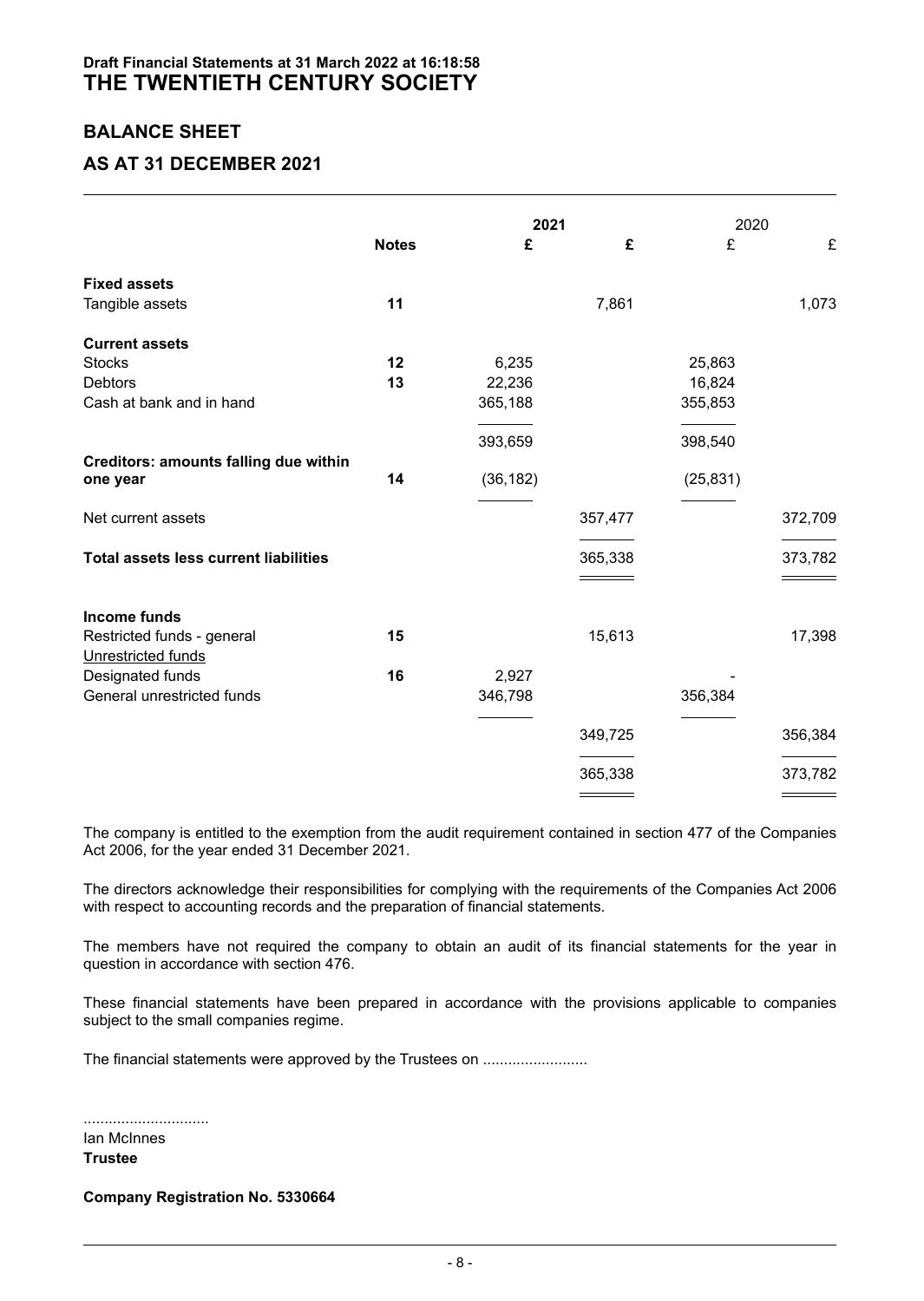**Draft Financial Statements at 31 March 2022 at 16:18:58**

# THE TWENTIETH CENTURY SOCIETY

## BALANCE SHEET

## AS AT 31 DECEMBER 2021

| | Notes | 2021 £ | 2021 £ | 2020 £ | 2020 £ |
|---|---|---|---|---|---|
| **Fixed assets** | | | | | |
| Tangible assets | **11** | | 7,861 | | 1,073 |
| **Current assets** | | | | | |
| Stocks | **12** | 6,235 | | 25,863 | |
| Debtors | **13** | 22,236 | | 16,824 | |
| Cash at bank and in hand | | 365,188 | | 355,853 | |
| | | 393,659 | | 398,540 | |
| **Creditors: amounts falling due within one year** | **14** | (36,182) | | (25,831) | |
| Net current assets | | | 357,477 | | 372,709 |
| **Total assets less current liabilities** | | | 365,338 | | 373,782 |
| **Income funds** | | | | | |
| Restricted funds - general | **15** | | 15,613 | | 17,398 |
| Unrestricted funds | | | | | |
| Designated funds | **16** | 2,927 | | - | |
| General unrestricted funds | | 346,798 | | 356,384 | |
| | | | 349,725 | | 356,384 |
| | | | 365,338 | | 373,782 |

The company is entitled to the exemption from the audit requirement contained in section 477 of the Companies Act 2006, for the year ended 31 December 2021.

The directors acknowledge their responsibilities for complying with the requirements of the Companies Act 2006 with respect to accounting records and the preparation of financial statements.

The members have not required the company to obtain an audit of its financial statements for the year in question in accordance with section 476.

These financial statements have been prepared in accordance with the provisions applicable to companies subject to the small companies regime.

The financial statements were approved by the Trustees on .........................

.............................
Ian McInnes
**Trustee**

**Company Registration No. 5330664**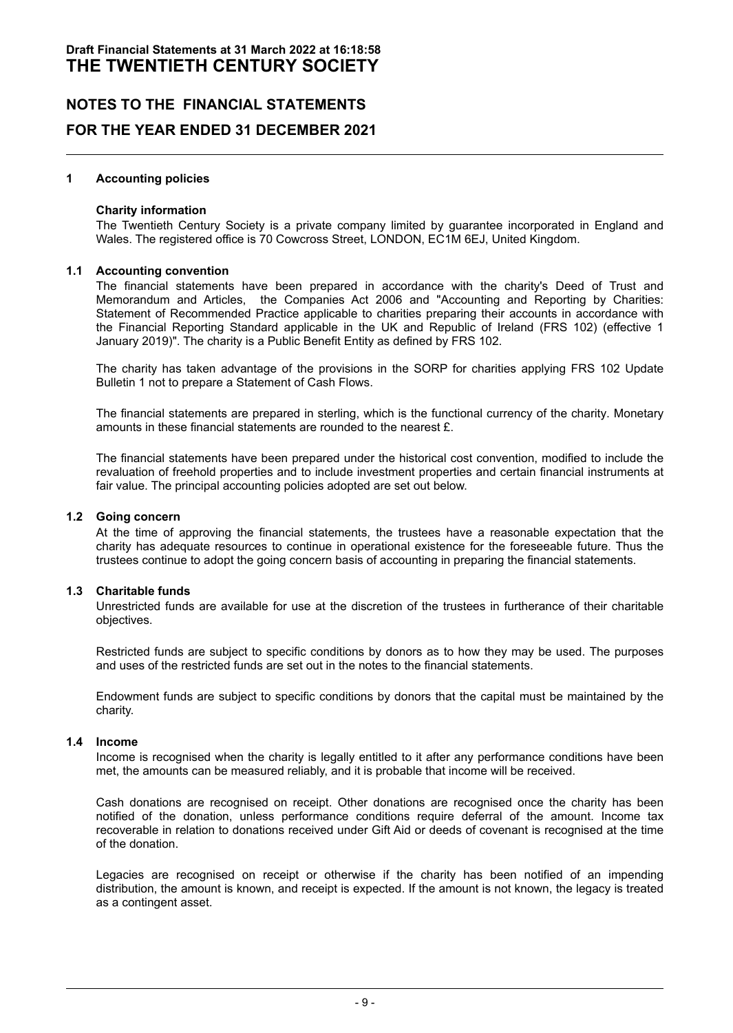# NOTES TO THE FINANCIAL STATEMENTS

## FOR THE YEAR ENDED 31 DECEMBER 2021

### 1 Accounting policies

**Charity information**

The Twentieth Century Society is a private company limited by guarantee incorporated in England and Wales. The registered office is 70 Cowcross Street, LONDON, EC1M 6EJ, United Kingdom.

### 1.1 Accounting convention

The financial statements have been prepared in accordance with the charity's Deed of Trust and Memorandum and Articles, the Companies Act 2006 and "Accounting and Reporting by Charities: Statement of Recommended Practice applicable to charities preparing their accounts in accordance with the Financial Reporting Standard applicable in the UK and Republic of Ireland (FRS 102) (effective 1 January 2019)". The charity is a Public Benefit Entity as defined by FRS 102.

The charity has taken advantage of the provisions in the SORP for charities applying FRS 102 Update Bulletin 1 not to prepare a Statement of Cash Flows.

The financial statements are prepared in sterling, which is the functional currency of the charity. Monetary amounts in these financial statements are rounded to the nearest £.

The financial statements have been prepared under the historical cost convention, modified to include the revaluation of freehold properties and to include investment properties and certain financial instruments at fair value. The principal accounting policies adopted are set out below.

### 1.2 Going concern

At the time of approving the financial statements, the trustees have a reasonable expectation that the charity has adequate resources to continue in operational existence for the foreseeable future. Thus the trustees continue to adopt the going concern basis of accounting in preparing the financial statements.

### 1.3 Charitable funds

Unrestricted funds are available for use at the discretion of the trustees in furtherance of their charitable objectives.

Restricted funds are subject to specific conditions by donors as to how they may be used. The purposes and uses of the restricted funds are set out in the notes to the financial statements.

Endowment funds are subject to specific conditions by donors that the capital must be maintained by the charity.

### 1.4 Income

Income is recognised when the charity is legally entitled to it after any performance conditions have been met, the amounts can be measured reliably, and it is probable that income will be received.

Cash donations are recognised on receipt. Other donations are recognised once the charity has been notified of the donation, unless performance conditions require deferral of the amount. Income tax recoverable in relation to donations received under Gift Aid or deeds of covenant is recognised at the time of the donation.

Legacies are recognised on receipt or otherwise if the charity has been notified of an impending distribution, the amount is known, and receipt is expected. If the amount is not known, the legacy is treated as a contingent asset.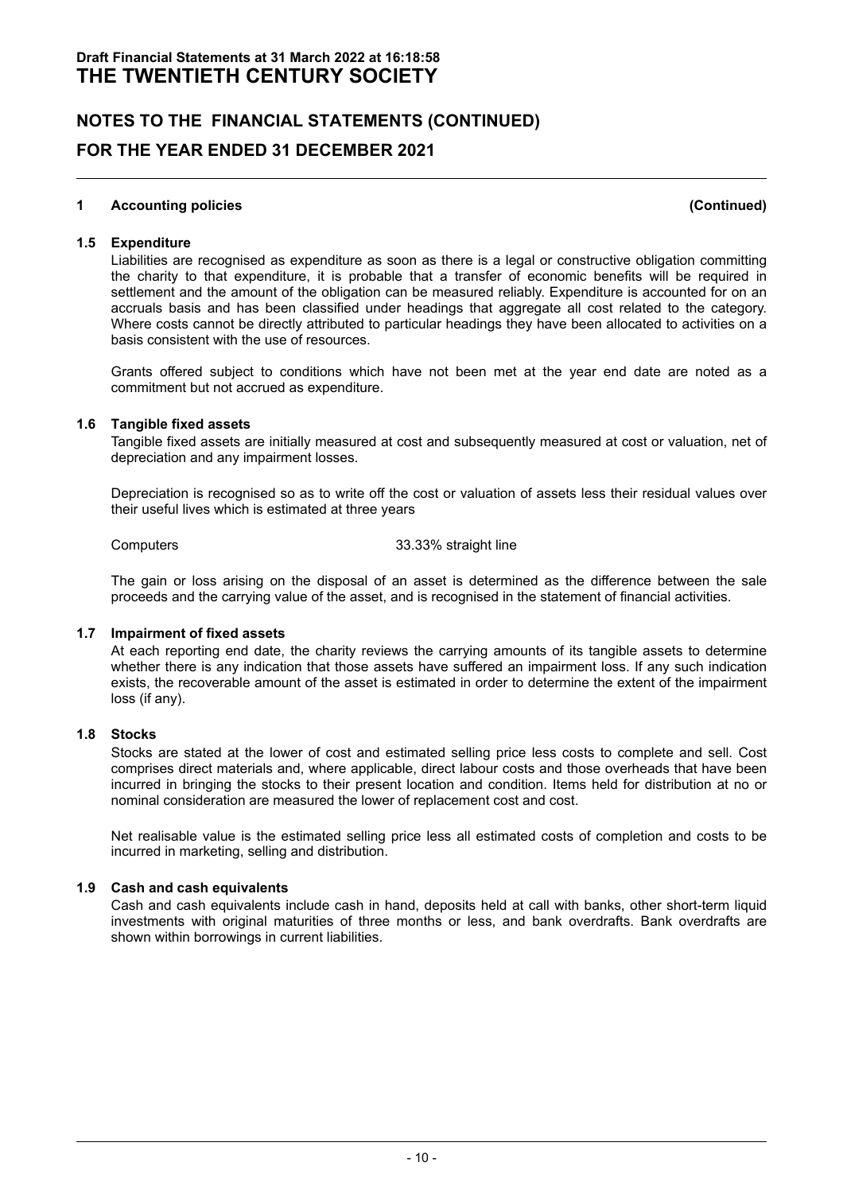## NOTES TO THE FINANCIAL STATEMENTS (CONTINUED)

## FOR THE YEAR ENDED 31 DECEMBER 2021

### 1 Accounting policies (Continued)

#### 1.5 Expenditure

Liabilities are recognised as expenditure as soon as there is a legal or constructive obligation committing the charity to that expenditure, it is probable that a transfer of economic benefits will be required in settlement and the amount of the obligation can be measured reliably. Expenditure is accounted for on an accruals basis and has been classified under headings that aggregate all cost related to the category. Where costs cannot be directly attributed to particular headings they have been allocated to activities on a basis consistent with the use of resources.

Grants offered subject to conditions which have not been met at the year end date are noted as a commitment but not accrued as expenditure.

#### 1.6 Tangible fixed assets

Tangible fixed assets are initially measured at cost and subsequently measured at cost or valuation, net of depreciation and any impairment losses.

Depreciation is recognised so as to write off the cost or valuation of assets less their residual values over their useful lives which is estimated at three years

| | |
|---|---|
| Computers | 33.33% straight line |

The gain or loss arising on the disposal of an asset is determined as the difference between the sale proceeds and the carrying value of the asset, and is recognised in the statement of financial activities.

#### 1.7 Impairment of fixed assets

At each reporting end date, the charity reviews the carrying amounts of its tangible assets to determine whether there is any indication that those assets have suffered an impairment loss. If any such indication exists, the recoverable amount of the asset is estimated in order to determine the extent of the impairment loss (if any).

#### 1.8 Stocks

Stocks are stated at the lower of cost and estimated selling price less costs to complete and sell. Cost comprises direct materials and, where applicable, direct labour costs and those overheads that have been incurred in bringing the stocks to their present location and condition. Items held for distribution at no or nominal consideration are measured the lower of replacement cost and cost.

Net realisable value is the estimated selling price less all estimated costs of completion and costs to be incurred in marketing, selling and distribution.

#### 1.9 Cash and cash equivalents

Cash and cash equivalents include cash in hand, deposits held at call with banks, other short-term liquid investments with original maturities of three months or less, and bank overdrafts. Bank overdrafts are shown within borrowings in current liabilities.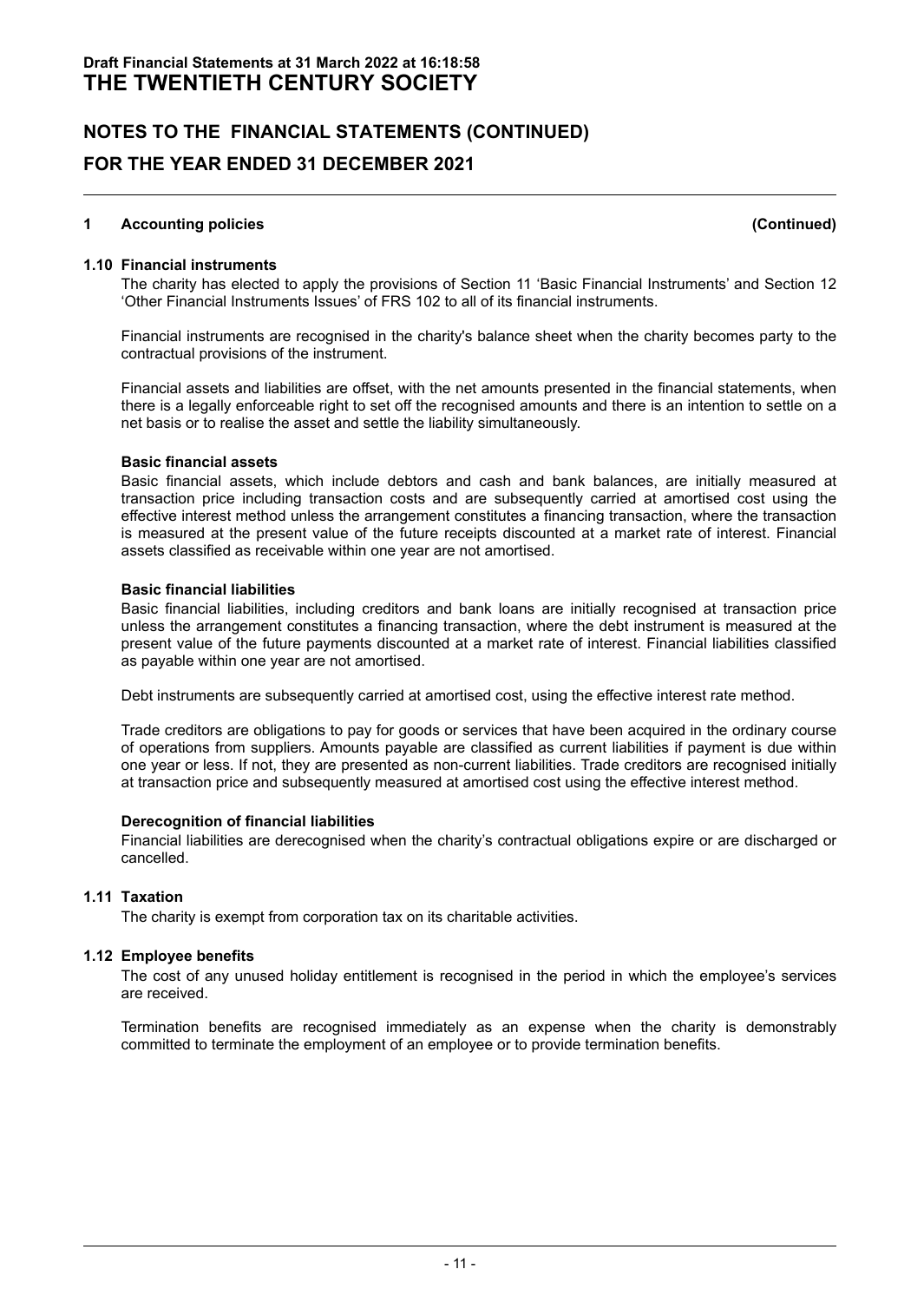# NOTES TO THE FINANCIAL STATEMENTS (CONTINUED)

## FOR THE YEAR ENDED 31 DECEMBER 2021

### 1 Accounting policies (Continued)

#### 1.10 Financial instruments

The charity has elected to apply the provisions of Section 11 'Basic Financial Instruments' and Section 12 'Other Financial Instruments Issues' of FRS 102 to all of its financial instruments.

Financial instruments are recognised in the charity's balance sheet when the charity becomes party to the contractual provisions of the instrument.

Financial assets and liabilities are offset, with the net amounts presented in the financial statements, when there is a legally enforceable right to set off the recognised amounts and there is an intention to settle on a net basis or to realise the asset and settle the liability simultaneously.

**Basic financial assets**

Basic financial assets, which include debtors and cash and bank balances, are initially measured at transaction price including transaction costs and are subsequently carried at amortised cost using the effective interest method unless the arrangement constitutes a financing transaction, where the transaction is measured at the present value of the future receipts discounted at a market rate of interest. Financial assets classified as receivable within one year are not amortised.

**Basic financial liabilities**

Basic financial liabilities, including creditors and bank loans are initially recognised at transaction price unless the arrangement constitutes a financing transaction, where the debt instrument is measured at the present value of the future payments discounted at a market rate of interest. Financial liabilities classified as payable within one year are not amortised.

Debt instruments are subsequently carried at amortised cost, using the effective interest rate method.

Trade creditors are obligations to pay for goods or services that have been acquired in the ordinary course of operations from suppliers. Amounts payable are classified as current liabilities if payment is due within one year or less. If not, they are presented as non-current liabilities. Trade creditors are recognised initially at transaction price and subsequently measured at amortised cost using the effective interest method.

**Derecognition of financial liabilities**

Financial liabilities are derecognised when the charity's contractual obligations expire or are discharged or cancelled.

#### 1.11 Taxation

The charity is exempt from corporation tax on its charitable activities.

#### 1.12 Employee benefits

The cost of any unused holiday entitlement is recognised in the period in which the employee's services are received.

Termination benefits are recognised immediately as an expense when the charity is demonstrably committed to terminate the employment of an employee or to provide termination benefits.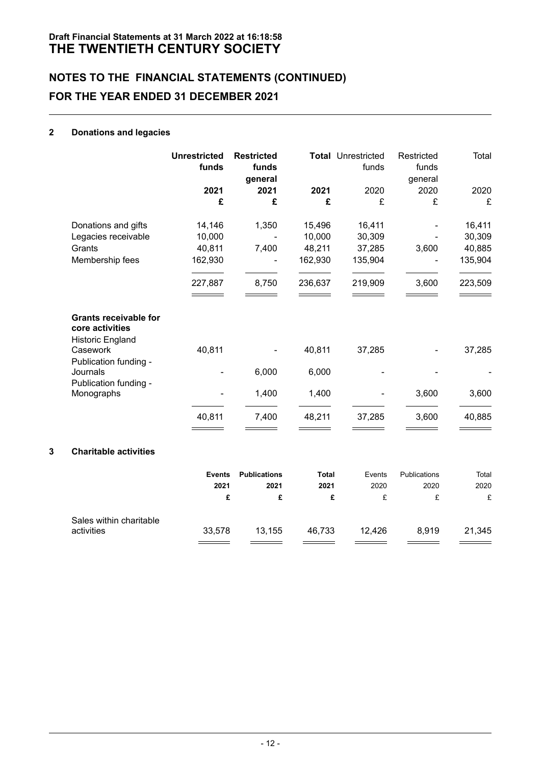**Draft Financial Statements at 31 March 2022 at 16:18:58**

# THE TWENTIETH CENTURY SOCIETY

## NOTES TO THE FINANCIAL STATEMENTS (CONTINUED)

## FOR THE YEAR ENDED 31 DECEMBER 2021

### 2 Donations and legacies

| | **Unrestricted funds** | **Restricted funds general** | **Total** | Unrestricted funds | Restricted funds general | Total |
|---|---|---|---|---|---|---|
| | **2021** | **2021** | **2021** | 2020 | 2020 | 2020 |
| | **£** | **£** | **£** | £ | £ | £ |
| Donations and gifts | 14,146 | 1,350 | 15,496 | 16,411 | - | 16,411 |
| Legacies receivable | 10,000 | - | 10,000 | 30,309 | - | 30,309 |
| Grants | 40,811 | 7,400 | 48,211 | 37,285 | 3,600 | 40,885 |
| Membership fees | 162,930 | - | 162,930 | 135,904 | - | 135,904 |
| | 227,887 | 8,750 | 236,637 | 219,909 | 3,600 | 223,509 |
| **Grants receivable for core activities** | | | | | | |
| Historic England Casework | 40,811 | - | 40,811 | 37,285 | - | 37,285 |
| Publication funding - Journals | - | 6,000 | 6,000 | - | - | - |
| Publication funding - Monographs | - | 1,400 | 1,400 | - | 3,600 | 3,600 |
| | 40,811 | 7,400 | 48,211 | 37,285 | 3,600 | 40,885 |

### 3 Charitable activities

| | **Events** | **Publications** | **Total** | Events | Publications | Total |
|---|---|---|---|---|---|---|
| | **2021** | **2021** | **2021** | 2020 | 2020 | 2020 |
| | **£** | **£** | **£** | £ | £ | £ |
| Sales within charitable activities | 33,578 | 13,155 | 46,733 | 12,426 | 8,919 | 21,345 |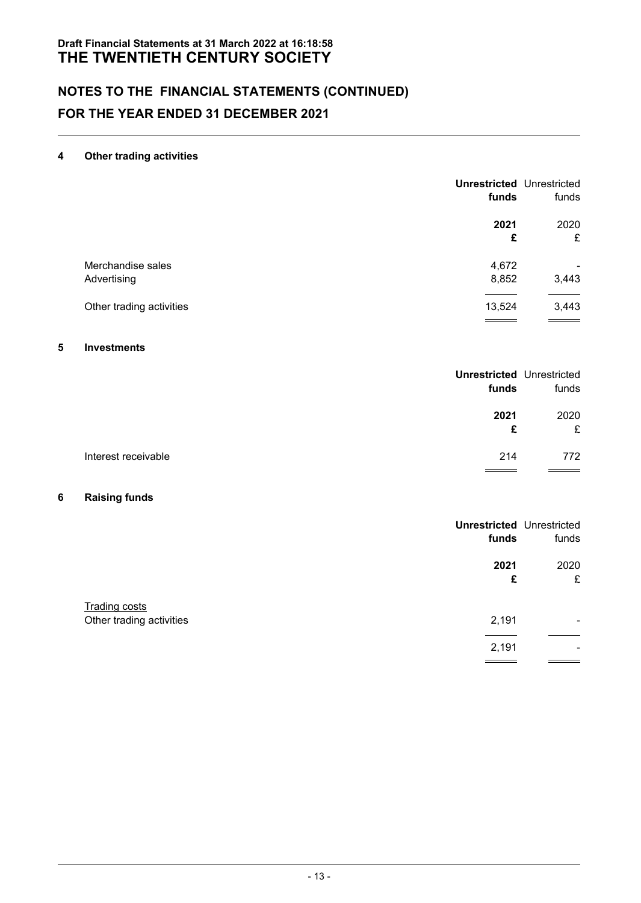# THE TWENTIETH CENTURY SOCIETY

## NOTES TO THE FINANCIAL STATEMENTS (CONTINUED)

## FOR THE YEAR ENDED 31 DECEMBER 2021

### 4 Other trading activities

| | **Unrestricted funds** | Unrestricted funds |
|---|---|---|
| | **2021** | 2020 |
| | **£** | £ |
| Merchandise sales | 4,672 | - |
| Advertising | 8,852 | 3,443 |
| Other trading activities | 13,524 | 3,443 |

### 5 Investments

| | **Unrestricted funds** | Unrestricted funds |
|---|---|---|
| | **2021** | 2020 |
| | **£** | £ |
| Interest receivable | 214 | 772 |

### 6 Raising funds

| | **Unrestricted funds** | Unrestricted funds |
|---|---|---|
| | **2021** | 2020 |
| | **£** | £ |
| Trading costs | | |
| Other trading activities | 2,191 | - |
| | 2,191 | - |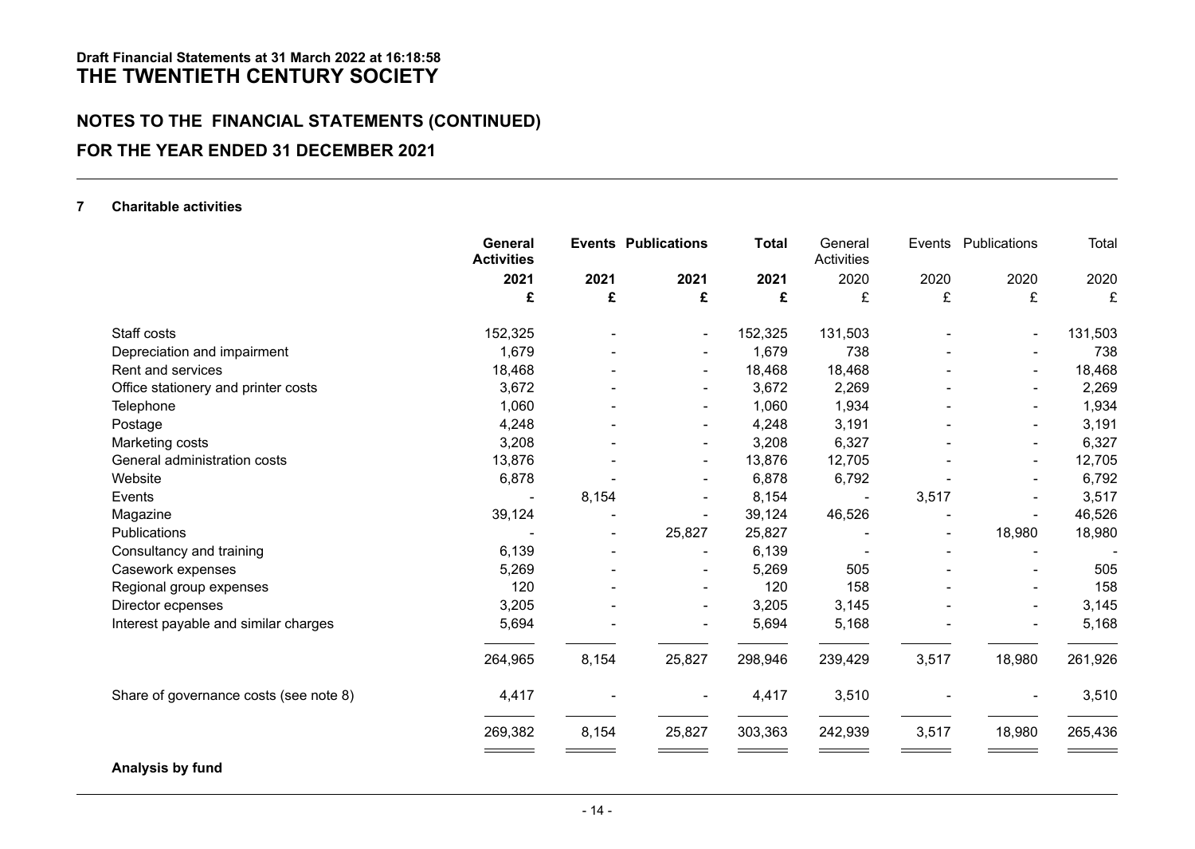Draft Financial Statements at 31 March 2022 at 16:18:58

# THE TWENTIETH CENTURY SOCIETY

## NOTES TO THE FINANCIAL STATEMENTS (CONTINUED)

## FOR THE YEAR ENDED 31 DECEMBER 2021

### 7 Charitable activities

| | **General Activities** | **Events** | **Publications** | **Total** | General Activities | Events | Publications | Total |
|---|---|---|---|---|---|---|---|---|
| | **2021** | **2021** | **2021** | **2021** | 2020 | 2020 | 2020 | 2020 |
| | **£** | **£** | **£** | **£** | £ | £ | £ | £ |
| Staff costs | 152,325 | - | - | 152,325 | 131,503 | - | - | 131,503 |
| Depreciation and impairment | 1,679 | - | - | 1,679 | 738 | - | - | 738 |
| Rent and services | 18,468 | - | - | 18,468 | 18,468 | - | - | 18,468 |
| Office stationery and printer costs | 3,672 | - | - | 3,672 | 2,269 | - | - | 2,269 |
| Telephone | 1,060 | - | - | 1,060 | 1,934 | - | - | 1,934 |
| Postage | 4,248 | - | - | 4,248 | 3,191 | - | - | 3,191 |
| Marketing costs | 3,208 | - | - | 3,208 | 6,327 | - | - | 6,327 |
| General administration costs | 13,876 | - | - | 13,876 | 12,705 | - | - | 12,705 |
| Website | 6,878 | - | - | 6,878 | 6,792 | - | - | 6,792 |
| Events | - | 8,154 | - | 8,154 | - | 3,517 | - | 3,517 |
| Magazine | 39,124 | - | - | 39,124 | 46,526 | - | - | 46,526 |
| Publications | - | - | 25,827 | 25,827 | - | - | 18,980 | 18,980 |
| Consultancy and training | 6,139 | - | - | 6,139 | - | - | - | - |
| Casework expenses | 5,269 | - | - | 5,269 | 505 | - | - | 505 |
| Regional group expenses | 120 | - | - | 120 | 158 | - | - | 158 |
| Director ecpenses | 3,205 | - | - | 3,205 | 3,145 | - | - | 3,145 |
| Interest payable and similar charges | 5,694 | - | - | 5,694 | 5,168 | - | - | 5,168 |
| | 264,965 | 8,154 | 25,827 | 298,946 | 239,429 | 3,517 | 18,980 | 261,926 |
| Share of governance costs (see note 8) | 4,417 | - | - | 4,417 | 3,510 | - | - | 3,510 |
| | 269,382 | 8,154 | 25,827 | 303,363 | 242,939 | 3,517 | 18,980 | 265,436 |

**Analysis by fund**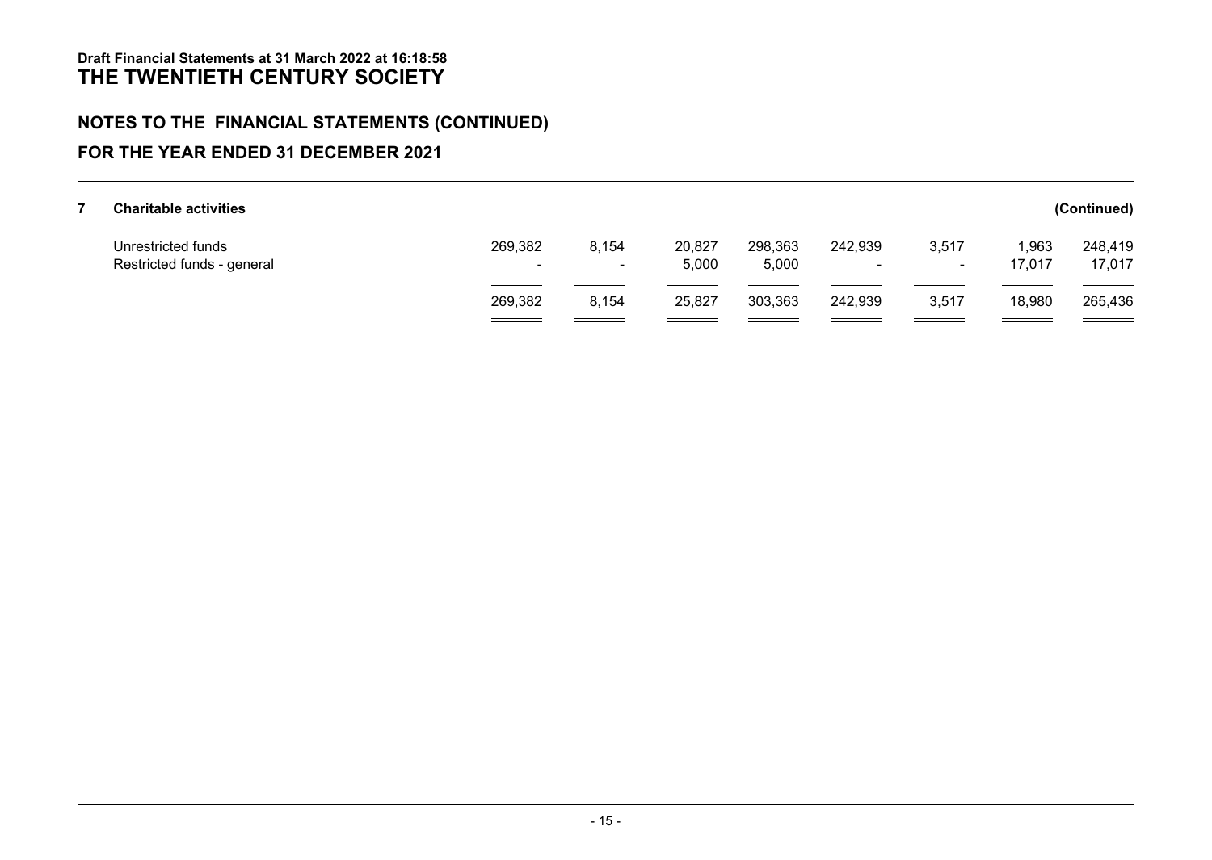**Draft Financial Statements at 31 March 2022 at 16:18:58**

# THE TWENTIETH CENTURY SOCIETY

## NOTES TO THE FINANCIAL STATEMENTS (CONTINUED)

## FOR THE YEAR ENDED 31 DECEMBER 2021

### 7 Charitable activities (Continued)

| | | | | | | | | |
|---|---|---|---|---|---|---|---|---|
| Unrestricted funds | 269,382 | 8,154 | 20,827 | 298,363 | 242,939 | 3,517 | 1,963 | 248,419 |
| Restricted funds - general | - | - | 5,000 | 5,000 | - | - | 17,017 | 17,017 |
| | 269,382 | 8,154 | 25,827 | 303,363 | 242,939 | 3,517 | 18,980 | 265,436 |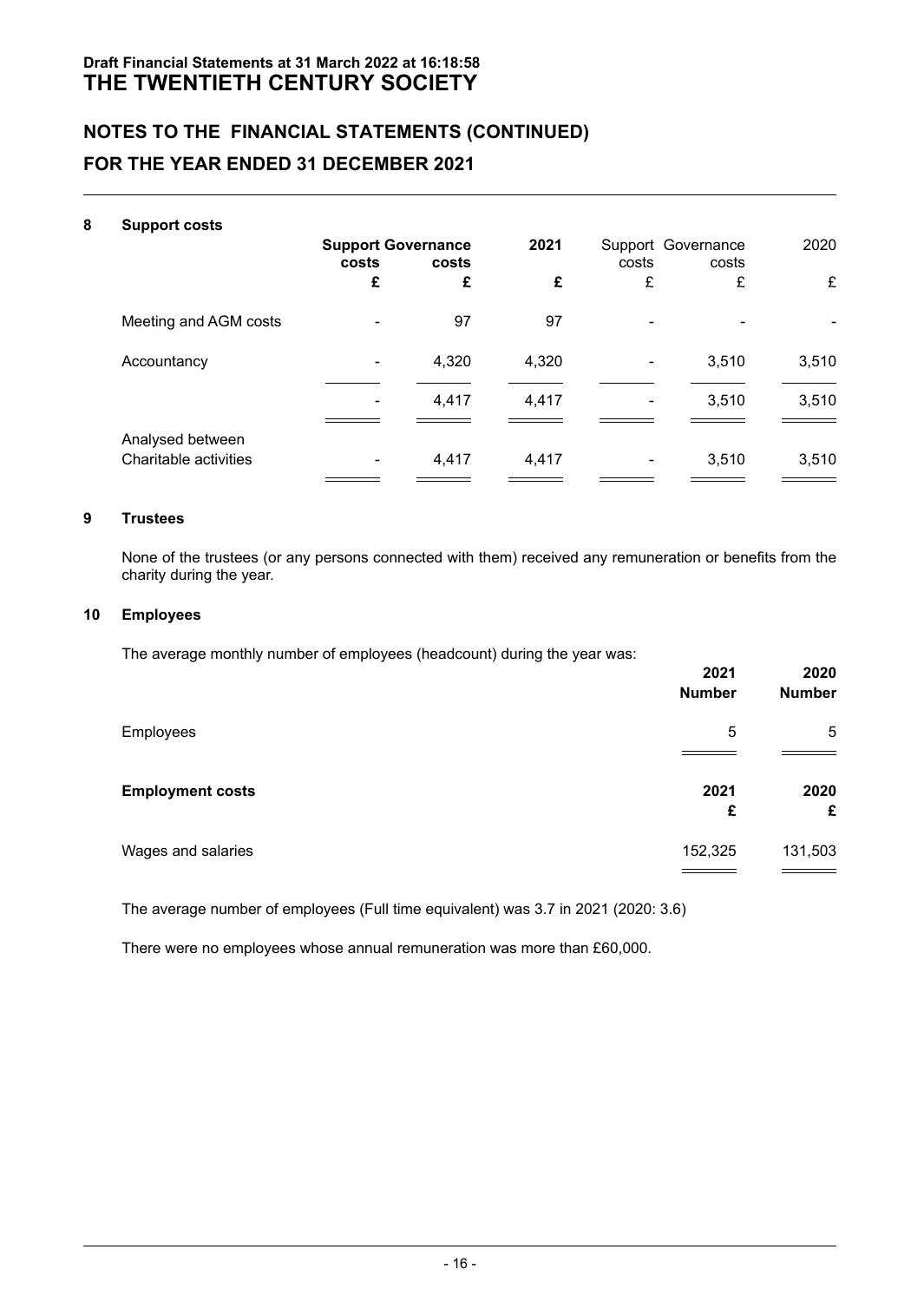# NOTES TO THE FINANCIAL STATEMENTS (CONTINUED)

## FOR THE YEAR ENDED 31 DECEMBER 2021

### 8 Support costs

| | Support costs | Governance costs | 2021 | Support costs | Governance costs | 2020 |
|---|---|---|---|---|---|---|
| | £ | £ | £ | £ | £ | £ |
| Meeting and AGM costs | - | 97 | 97 | - | - | - |
| Accountancy | - | 4,320 | 4,320 | - | 3,510 | 3,510 |
| | - | 4,417 | 4,417 | - | 3,510 | 3,510 |
| Analysed between | | | | | | |
| Charitable activities | - | 4,417 | 4,417 | - | 3,510 | 3,510 |

### 9 Trustees

None of the trustees (or any persons connected with them) received any remuneration or benefits from the charity during the year.

### 10 Employees

The average monthly number of employees (headcount) during the year was:

| | 2021 Number | 2020 Number |
|---|---|---|
| Employees | 5 | 5 |

| **Employment costs** | 2021 £ | 2020 £ |
|---|---|---|
| Wages and salaries | 152,325 | 131,503 |

The average number of employees (Full time equivalent) was 3.7 in 2021 (2020: 3.6)

There were no employees whose annual remuneration was more than £60,000.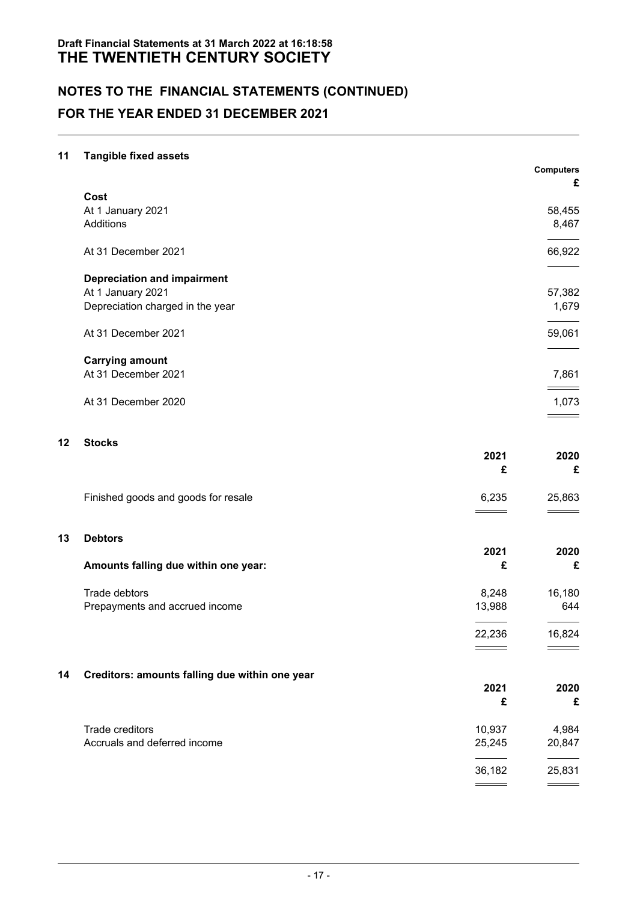**Draft Financial Statements at 31 March 2022 at 16:18:58**

# THE TWENTIETH CENTURY SOCIETY

## NOTES TO THE FINANCIAL STATEMENTS (CONTINUED)

## FOR THE YEAR ENDED 31 DECEMBER 2021

### 11 Tangible fixed assets

| | Computers £ |
|---|---|
| **Cost** | |
| At 1 January 2021 | 58,455 |
| Additions | 8,467 |
| At 31 December 2021 | 66,922 |
| **Depreciation and impairment** | |
| At 1 January 2021 | 57,382 |
| Depreciation charged in the year | 1,679 |
| At 31 December 2021 | 59,061 |
| **Carrying amount** | |
| At 31 December 2021 | 7,861 |
| At 31 December 2020 | 1,073 |

### 12 Stocks

| | 2021 £ | 2020 £ |
|---|---|---|
| Finished goods and goods for resale | 6,235 | 25,863 |

### 13 Debtors

| Amounts falling due within one year: | 2021 £ | 2020 £ |
|---|---|---|
| Trade debtors | 8,248 | 16,180 |
| Prepayments and accrued income | 13,988 | 644 |
| | 22,236 | 16,824 |

### 14 Creditors: amounts falling due within one year

| | 2021 £ | 2020 £ |
|---|---|---|
| Trade creditors | 10,937 | 4,984 |
| Accruals and deferred income | 25,245 | 20,847 |
| | 36,182 | 25,831 |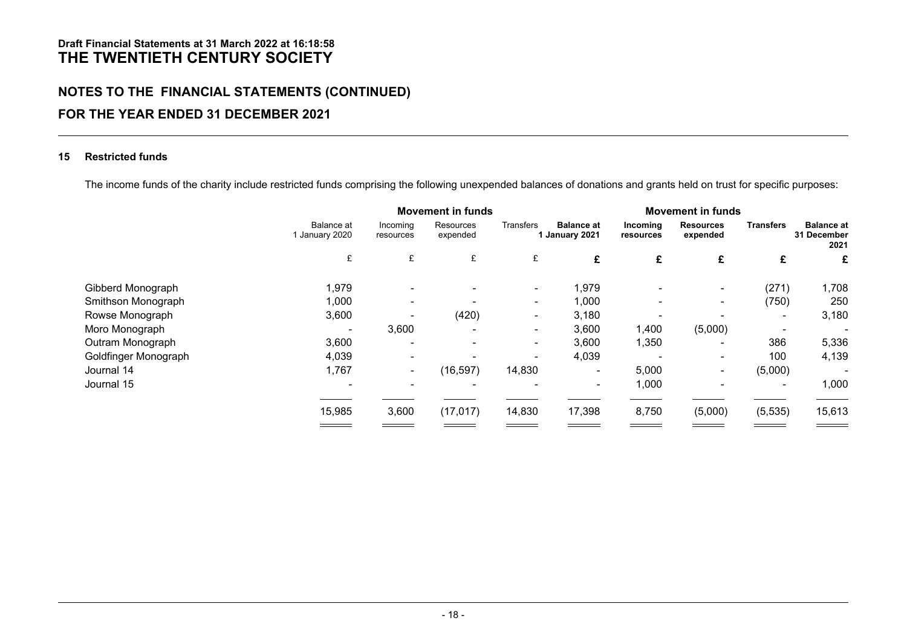**Draft Financial Statements at 31 March 2022 at 16:18:58**

# THE TWENTIETH CENTURY SOCIETY

## NOTES TO THE FINANCIAL STATEMENTS (CONTINUED)

## FOR THE YEAR ENDED 31 DECEMBER 2021

### 15 Restricted funds

The income funds of the charity include restricted funds comprising the following unexpended balances of donations and grants held on trust for specific purposes:

| | | Movement in funds | | | | Movement in funds | | | |
|---|---|---|---|---|---|---|---|---|---|
| | Balance at 1 January 2020 | Incoming resources | Resources expended | Transfers | **Balance at 1 January 2021** | **Incoming resources** | **Resources expended** | **Transfers** | **Balance at 31 December 2021** |
| | £ | £ | £ | £ | **£** | **£** | **£** | **£** | **£** |
| Gibberd Monograph | 1,979 | - | - | - | 1,979 | - | - | (271) | 1,708 |
| Smithson Monograph | 1,000 | - | - | - | 1,000 | - | - | (750) | 250 |
| Rowse Monograph | 3,600 | - | (420) | - | 3,180 | - | - | - | 3,180 |
| Moro Monograph | - | 3,600 | - | - | 3,600 | 1,400 | (5,000) | - | - |
| Outram Monograph | 3,600 | - | - | - | 3,600 | 1,350 | - | 386 | 5,336 |
| Goldfinger Monograph | 4,039 | - | - | - | 4,039 | - | - | 100 | 4,139 |
| Journal 14 | 1,767 | - | (16,597) | 14,830 | - | 5,000 | - | (5,000) | - |
| Journal 15 | - | - | - | - | - | 1,000 | - | - | 1,000 |
| | 15,985 | 3,600 | (17,017) | 14,830 | 17,398 | 8,750 | (5,000) | (5,535) | 15,613 |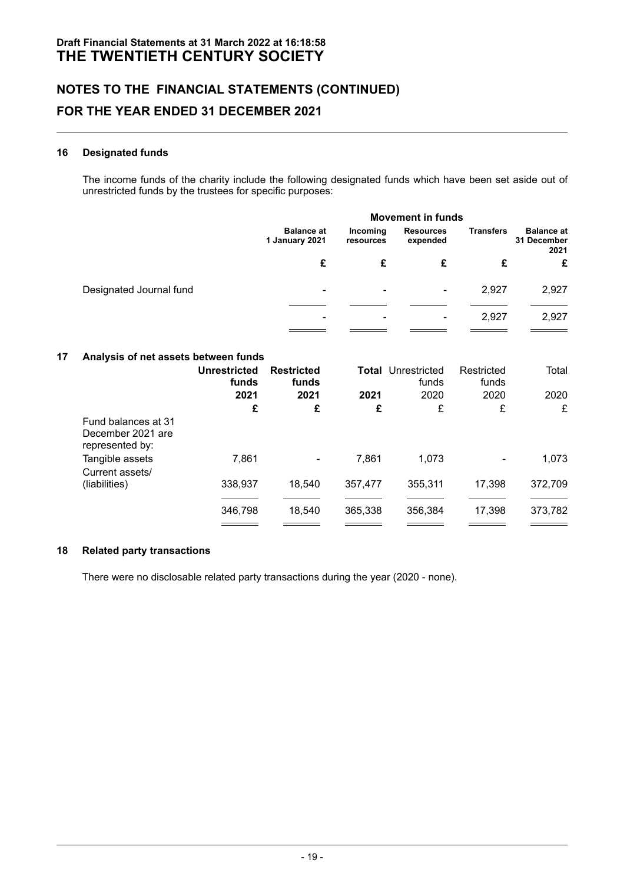# NOTES TO THE FINANCIAL STATEMENTS (CONTINUED)

## FOR THE YEAR ENDED 31 DECEMBER 2021

### 16 Designated funds

The income funds of the charity include the following designated funds which have been set aside out of unrestricted funds by the trustees for specific purposes:

| | Movement in funds | | | | |
|---|---|---|---|---|---|
| | Balance at 1 January 2021 | Incoming resources | Resources expended | Transfers | Balance at 31 December 2021 |
| | £ | £ | £ | £ | £ |
| Designated Journal fund | - | - | - | 2,927 | 2,927 |
| | - | - | - | 2,927 | 2,927 |

### 17 Analysis of net assets between funds

| | Unrestricted funds 2021 | Restricted funds 2021 | Total 2021 | Unrestricted funds 2020 | Restricted funds 2020 | Total 2020 |
|---|---|---|---|---|---|---|
| | £ | £ | £ | £ | £ | £ |
| Fund balances at 31 December 2021 are represented by: | | | | | | |
| Tangible assets | 7,861 | - | 7,861 | 1,073 | - | 1,073 |
| Current assets/ (liabilities) | 338,937 | 18,540 | 357,477 | 355,311 | 17,398 | 372,709 |
| | 346,798 | 18,540 | 365,338 | 356,384 | 17,398 | 373,782 |

### 18 Related party transactions

There were no disclosable related party transactions during the year (2020 - none).